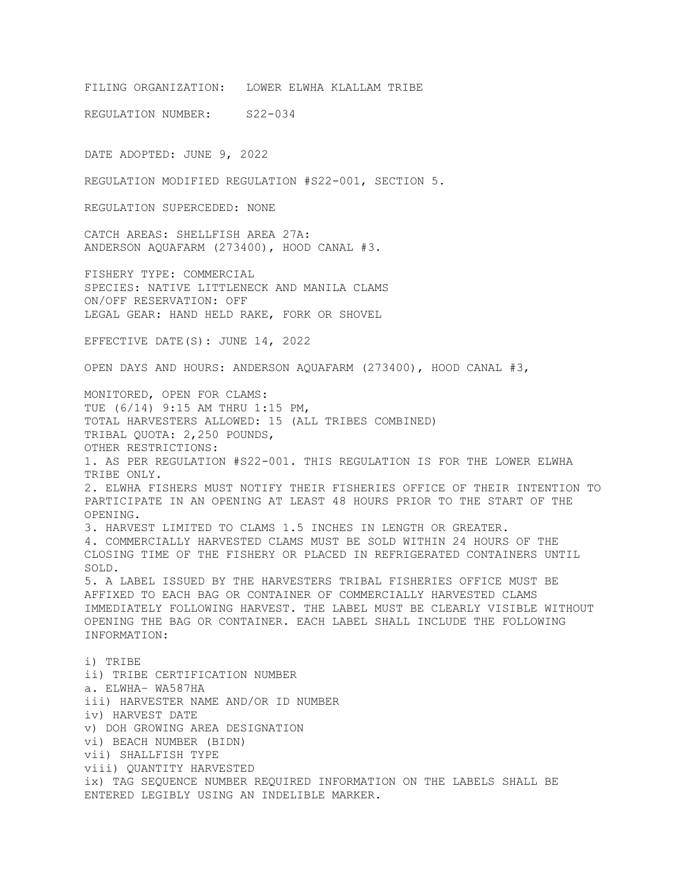FILING ORGANIZATION: LOWER ELWHA KLALLAM TRIBE

REGULATION NUMBER: S22-034

DATE ADOPTED: JUNE 9, 2022

REGULATION MODIFIED REGULATION #S22-001, SECTION 5.

REGULATION SUPERCEDED: NONE

CATCH AREAS: SHELLFISH AREA 27A:
ANDERSON AQUAFARM (273400), HOOD CANAL #3.

FISHERY TYPE: COMMERCIAL
SPECIES: NATIVE LITTLENECK AND MANILA CLAMS
ON/OFF RESERVATION: OFF
LEGAL GEAR: HAND HELD RAKE, FORK OR SHOVEL

EFFECTIVE DATE(S): JUNE 14, 2022

OPEN DAYS AND HOURS: ANDERSON AQUAFARM (273400), HOOD CANAL #3,

MONITORED, OPEN FOR CLAMS:
TUE (6/14) 9:15 AM THRU 1:15 PM,
TOTAL HARVESTERS ALLOWED: 15 (ALL TRIBES COMBINED)
TRIBAL QUOTA: 2,250 POUNDS,
OTHER RESTRICTIONS:
1. AS PER REGULATION #S22-001. THIS REGULATION IS FOR THE LOWER ELWHA TRIBE ONLY.
2. ELWHA FISHERS MUST NOTIFY THEIR FISHERIES OFFICE OF THEIR INTENTION TO PARTICIPATE IN AN OPENING AT LEAST 48 HOURS PRIOR TO THE START OF THE OPENING.
3. HARVEST LIMITED TO CLAMS 1.5 INCHES IN LENGTH OR GREATER.
4. COMMERCIALLY HARVESTED CLAMS MUST BE SOLD WITHIN 24 HOURS OF THE CLOSING TIME OF THE FISHERY OR PLACED IN REFRIGERATED CONTAINERS UNTIL SOLD.
5. A LABEL ISSUED BY THE HARVESTERS TRIBAL FISHERIES OFFICE MUST BE AFFIXED TO EACH BAG OR CONTAINER OF COMMERCIALLY HARVESTED CLAMS IMMEDIATELY FOLLOWING HARVEST. THE LABEL MUST BE CLEARLY VISIBLE WITHOUT OPENING THE BAG OR CONTAINER. EACH LABEL SHALL INCLUDE THE FOLLOWING INFORMATION:

i) TRIBE
ii) TRIBE CERTIFICATION NUMBER
a. ELWHA- WA587HA
iii) HARVESTER NAME AND/OR ID NUMBER
iv) HARVEST DATE
v) DOH GROWING AREA DESIGNATION
vi) BEACH NUMBER (BIDN)
vii) SHALLFISH TYPE
viii) QUANTITY HARVESTED
ix) TAG SEQUENCE NUMBER REQUIRED INFORMATION ON THE LABELS SHALL BE ENTERED LEGIBLY USING AN INDELIBLE MARKER.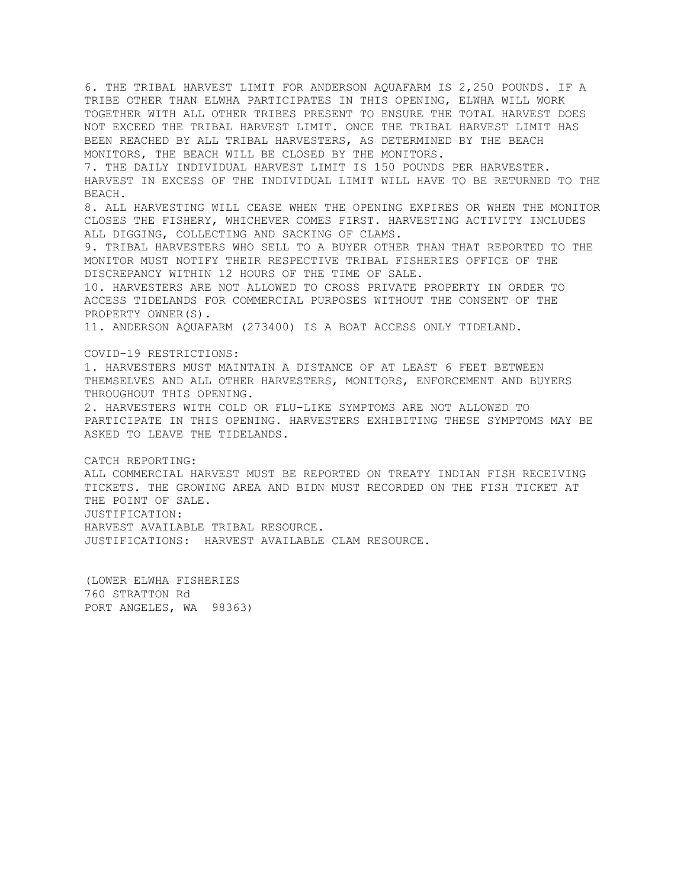6. THE TRIBAL HARVEST LIMIT FOR ANDERSON AQUAFARM IS 2,250 POUNDS. IF A TRIBE OTHER THAN ELWHA PARTICIPATES IN THIS OPENING, ELWHA WILL WORK TOGETHER WITH ALL OTHER TRIBES PRESENT TO ENSURE THE TOTAL HARVEST DOES NOT EXCEED THE TRIBAL HARVEST LIMIT. ONCE THE TRIBAL HARVEST LIMIT HAS BEEN REACHED BY ALL TRIBAL HARVESTERS, AS DETERMINED BY THE BEACH MONITORS, THE BEACH WILL BE CLOSED BY THE MONITORS.

7. THE DAILY INDIVIDUAL HARVEST LIMIT IS 150 POUNDS PER HARVESTER. HARVEST IN EXCESS OF THE INDIVIDUAL LIMIT WILL HAVE TO BE RETURNED TO THE BEACH.

8. ALL HARVESTING WILL CEASE WHEN THE OPENING EXPIRES OR WHEN THE MONITOR CLOSES THE FISHERY, WHICHEVER COMES FIRST. HARVESTING ACTIVITY INCLUDES ALL DIGGING, COLLECTING AND SACKING OF CLAMS.

9. TRIBAL HARVESTERS WHO SELL TO A BUYER OTHER THAN THAT REPORTED TO THE MONITOR MUST NOTIFY THEIR RESPECTIVE TRIBAL FISHERIES OFFICE OF THE DISCREPANCY WITHIN 12 HOURS OF THE TIME OF SALE.

10. HARVESTERS ARE NOT ALLOWED TO CROSS PRIVATE PROPERTY IN ORDER TO ACCESS TIDELANDS FOR COMMERCIAL PURPOSES WITHOUT THE CONSENT OF THE PROPERTY OWNER(S).

11. ANDERSON AQUAFARM (273400) IS A BOAT ACCESS ONLY TIDELAND.

COVID-19 RESTRICTIONS:

1. HARVESTERS MUST MAINTAIN A DISTANCE OF AT LEAST 6 FEET BETWEEN THEMSELVES AND ALL OTHER HARVESTERS, MONITORS, ENFORCEMENT AND BUYERS THROUGHOUT THIS OPENING.

2. HARVESTERS WITH COLD OR FLU-LIKE SYMPTOMS ARE NOT ALLOWED TO PARTICIPATE IN THIS OPENING. HARVESTERS EXHIBITING THESE SYMPTOMS MAY BE ASKED TO LEAVE THE TIDELANDS.

CATCH REPORTING:

ALL COMMERCIAL HARVEST MUST BE REPORTED ON TREATY INDIAN FISH RECEIVING TICKETS. THE GROWING AREA AND BIDN MUST RECORDED ON THE FISH TICKET AT THE POINT OF SALE.

JUSTIFICATION:

HARVEST AVAILABLE TRIBAL RESOURCE.

JUSTIFICATIONS: HARVEST AVAILABLE CLAM RESOURCE.

(LOWER ELWHA FISHERIES
760 STRATTON Rd
PORT ANGELES, WA 98363)